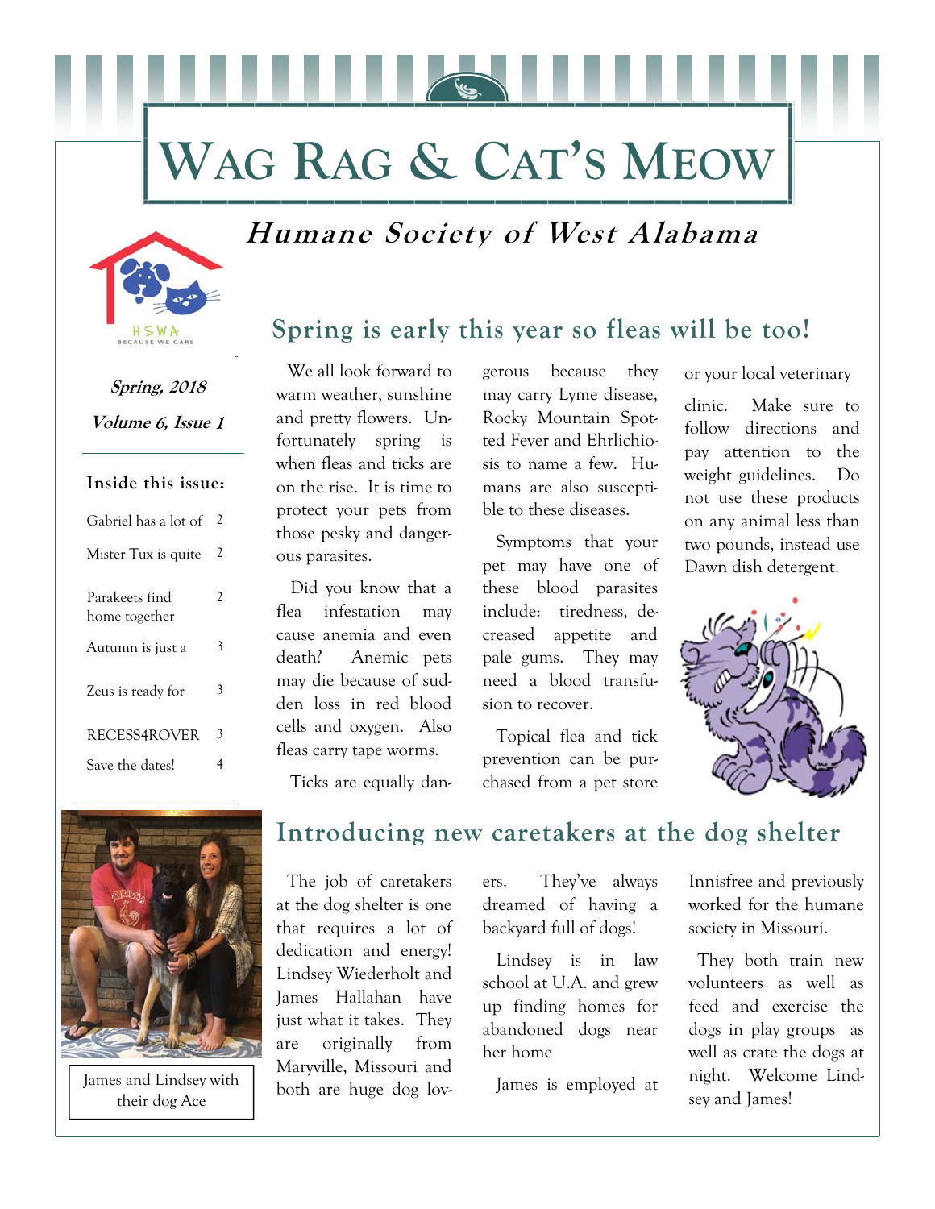# WAG RAG & CAT'S MEOW

## *Humane Society of West Alabama*

HSWA
BECAUSE WE CARE

***Spring, 2018***

***Volume 6, Issue 1***

**Inside this issue:**

| | |
|---|---|
| Gabriel has a lot of | 2 |
| Mister Tux is quite | 2 |
| Parakeets find home together | 2 |
| Autumn is just a | 3 |
| Zeus is ready for | 3 |
| RECESS4ROVER | 3 |
| Save the dates! | 4 |

## Spring is early this year so fleas will be too!

We all look forward to warm weather, sunshine and pretty flowers. Unfortunately spring is when fleas and ticks are on the rise. It is time to protect your pets from those pesky and dangerous parasites.

Did you know that a flea infestation may cause anemia and even death? Anemic pets may die because of sudden loss in red blood cells and oxygen. Also fleas carry tape worms.

Ticks are equally dangerous because they may carry Lyme disease, Rocky Mountain Spotted Fever and Ehrlichiosis to name a few. Humans are also susceptible to these diseases.

Symptoms that your pet may have one of these blood parasites include: tiredness, decreased appetite and pale gums. They may need a blood transfusion to recover.

Topical flea and tick prevention can be purchased from a pet store or your local veterinary clinic. Make sure to follow directions and pay attention to the weight guidelines. Do not use these products on any animal less than two pounds, instead use Dawn dish detergent.

## Introducing new caretakers at the dog shelter

James and Lindsey with their dog Ace

The job of caretakers at the dog shelter is one that requires a lot of dedication and energy! Lindsey Wiederholt and James Hallahan have just what it takes. They are originally from Maryville, Missouri and both are huge dog lovers. They've always dreamed of having a backyard full of dogs!

Lindsey is in law school at U.A. and grew up finding homes for abandoned dogs near her home

James is employed at Innisfree and previously worked for the humane society in Missouri.

They both train new volunteers as well as feed and exercise the dogs in play groups as well as crate the dogs at night. Welcome Lindsey and James!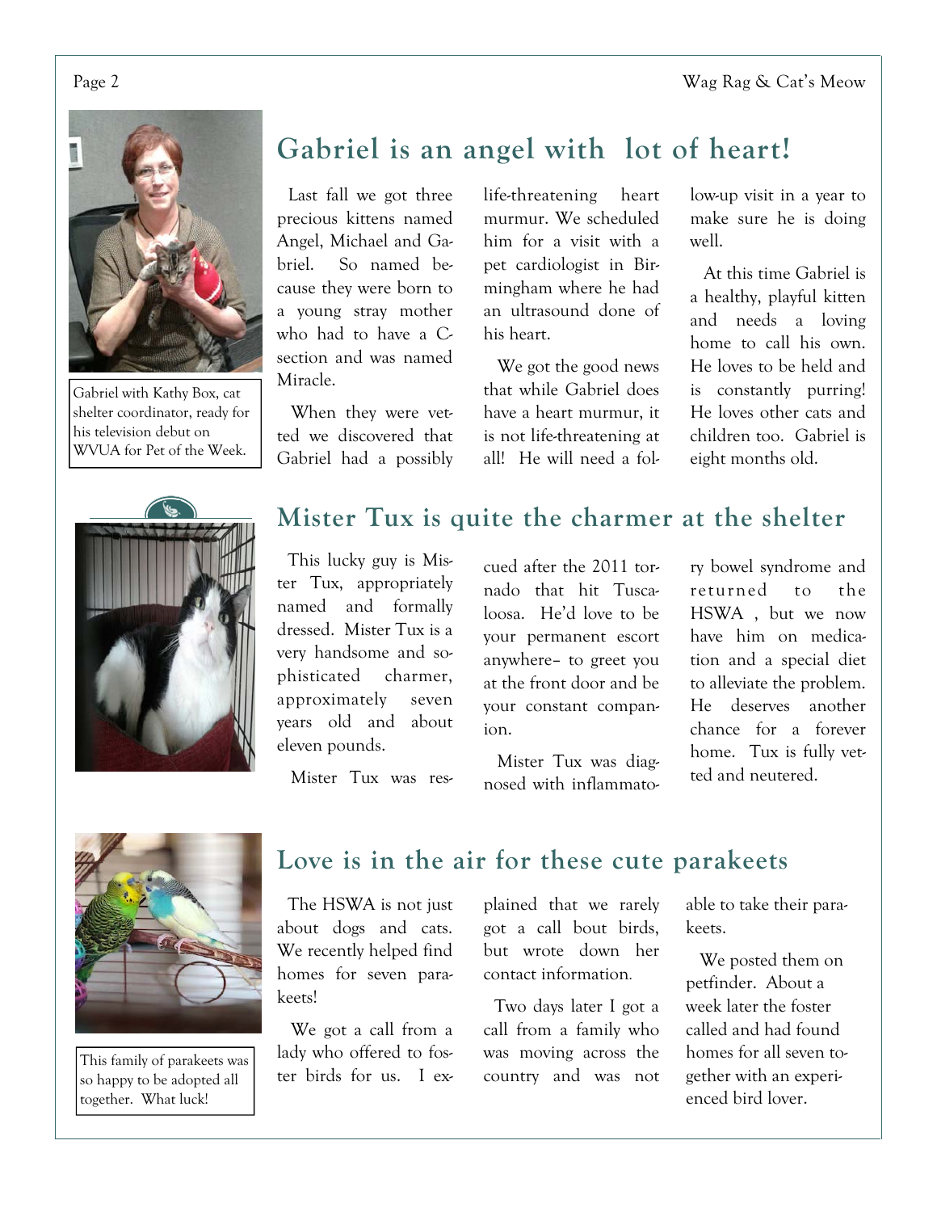## Gabriel is an angel with lot of heart!

Gabriel with Kathy Box, cat shelter coordinator, ready for his television debut on WVUA for Pet of the Week.

Last fall we got three precious kittens named Angel, Michael and Gabriel. So named because they were born to a young stray mother who had to have a C-section and was named Miracle.

When they were vetted we discovered that Gabriel had a possibly life-threatening heart murmur. We scheduled him for a visit with a pet cardiologist in Birmingham where he had an ultrasound done of his heart.

We got the good news that while Gabriel does have a heart murmur, it is not life-threatening at all! He will need a follow-up visit in a year to make sure he is doing well.

At this time Gabriel is a healthy, playful kitten and needs a loving home to call his own. He loves to be held and is constantly purring! He loves other cats and children too. Gabriel is eight months old.

## Mister Tux is quite the charmer at the shelter

This lucky guy is Mister Tux, appropriately named and formally dressed. Mister Tux is a very handsome and sophisticated charmer, approximately seven years old and about eleven pounds.

Mister Tux was rescued after the 2011 tornado that hit Tuscaloosa. He'd love to be your permanent escort anywhere– to greet you at the front door and be your constant companion.

Mister Tux was diagnosed with inflammatory bowel syndrome and returned to the HSWA , but we now have him on medication and a special diet to alleviate the problem. He deserves another chance for a forever home. Tux is fully vetted and neutered.

## Love is in the air for these cute parakeets

This family of parakeets was so happy to be adopted all together. What luck!

The HSWA is not just about dogs and cats. We recently helped find homes for seven parakeets!

We got a call from a lady who offered to foster birds for us. I explained that we rarely got a call bout birds, but wrote down her contact information.

Two days later I got a call from a family who was moving across the country and was not able to take their parakeets.

We posted them on petfinder. About a week later the foster called and had found homes for all seven together with an experienced bird lover.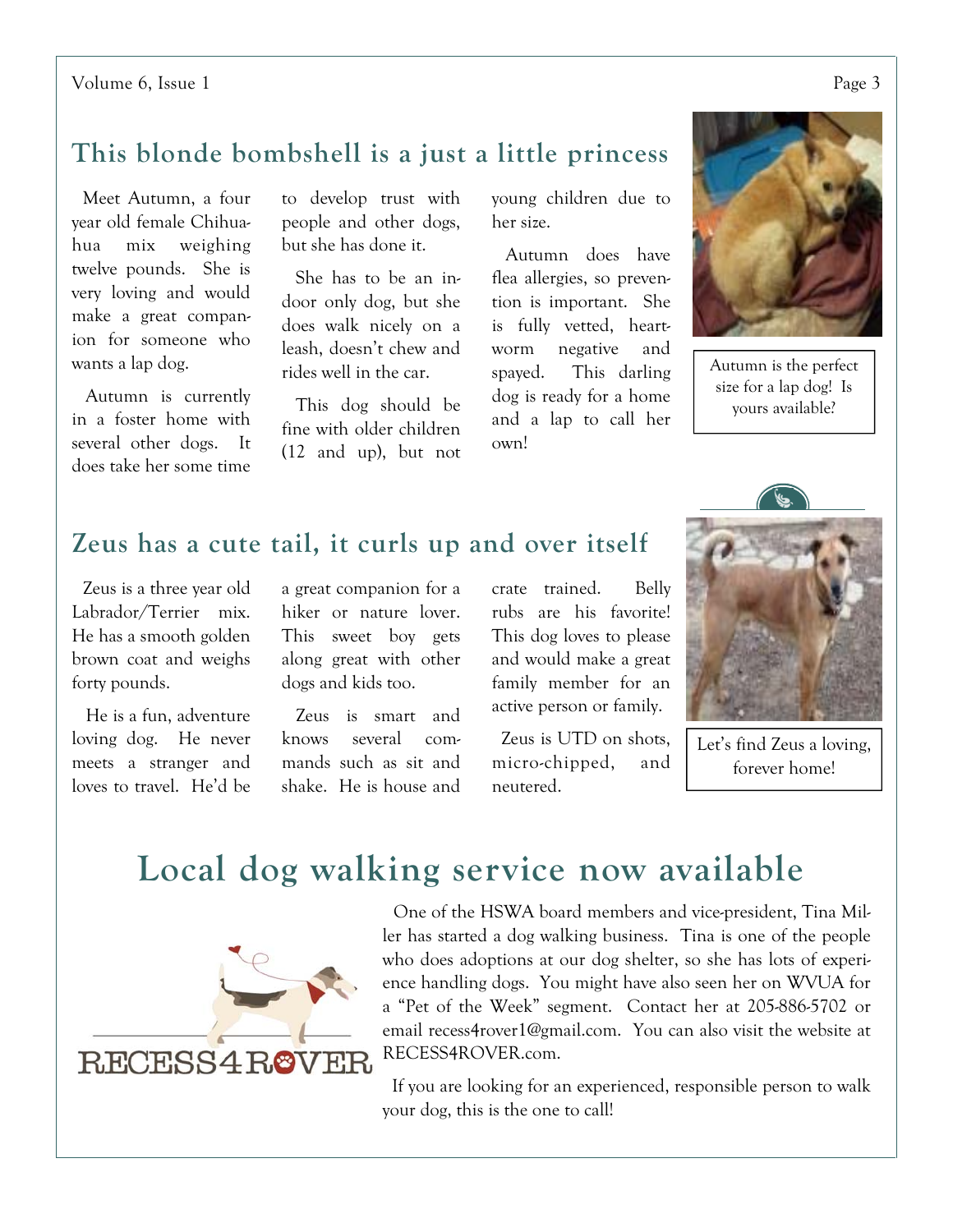## This blonde bombshell is a just a little princess

Meet Autumn, a four year old female Chihuahua mix weighing twelve pounds. She is very loving and would make a great companion for someone who wants a lap dog.

Autumn is currently in a foster home with several other dogs. It does take her some time to develop trust with people and other dogs, but she has done it.

She has to be an indoor only dog, but she does walk nicely on a leash, doesn't chew and rides well in the car.

This dog should be fine with older children (12 and up), but not young children due to her size.

Autumn does have flea allergies, so prevention is important. She is fully vetted, heartworm negative and spayed. This darling dog is ready for a home and a lap to call her own!

Autumn is the perfect size for a lap dog! Is yours available?

## Zeus has a cute tail, it curls up and over itself

Zeus is a three year old Labrador/Terrier mix. He has a smooth golden brown coat and weighs forty pounds.

He is a fun, adventure loving dog. He never meets a stranger and loves to travel. He'd be a great companion for a hiker or nature lover. This sweet boy gets along great with other dogs and kids too.

Zeus is smart and knows several commands such as sit and shake. He is house and crate trained. Belly rubs are his favorite! This dog loves to please and would make a great family member for an active person or family.

Zeus is UTD on shots, micro-chipped, and neutered.

Let's find Zeus a loving, forever home!

# Local dog walking service now available

RECESS4ROVER

One of the HSWA board members and vice-president, Tina Miller has started a dog walking business. Tina is one of the people who does adoptions at our dog shelter, so she has lots of experience handling dogs. You might have also seen her on WVUA for a "Pet of the Week" segment. Contact her at 205-886-5702 or email recess4rover1@gmail.com. You can also visit the website at RECESS4ROVER.com.

If you are looking for an experienced, responsible person to walk your dog, this is the one to call!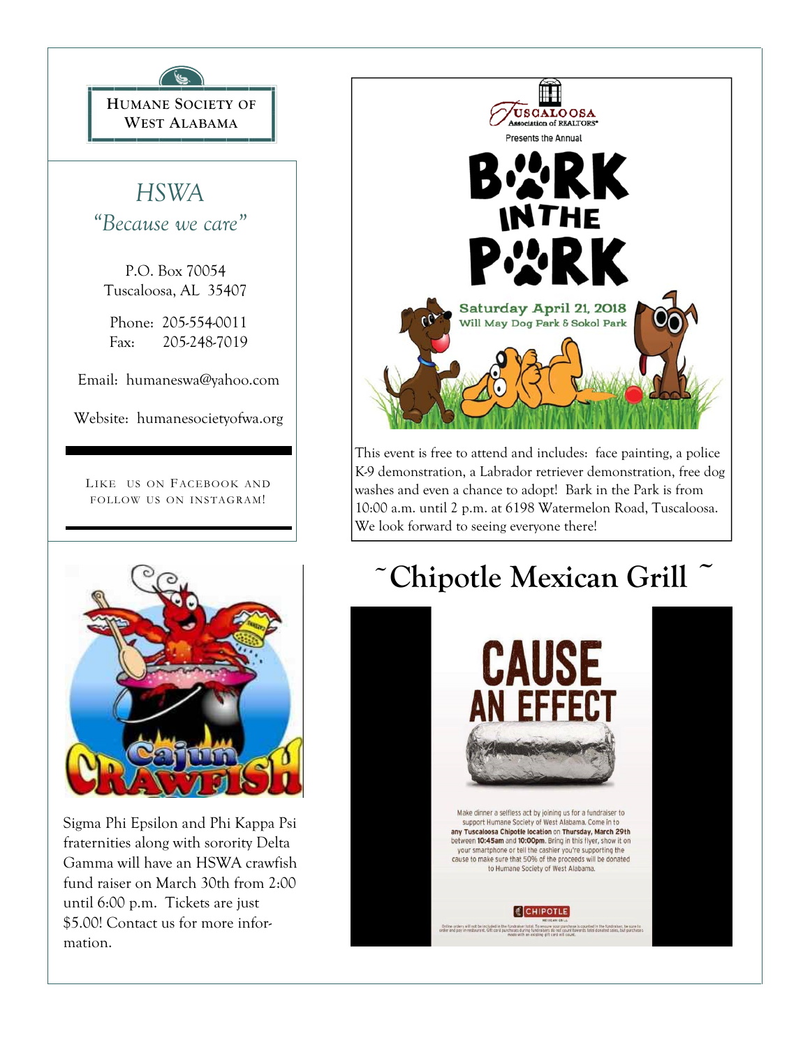# Humane Society of West Alabama

## HSWA

*"Because we care"*

P.O. Box 70054
Tuscaloosa, AL 35407

Phone: 205-554-0011
Fax: 205-248-7019

Email: humaneswa@yahoo.com

Website: humanesocietyofwa.org

LIKE US ON FACEBOOK AND FOLLOW US ON INSTAGRAM!

Tuscaloosa Association of REALTORS® Presents the Annual

# BARK IN THE PARK

Saturday April 21, 2018
Will May Dog Park & Sokol Park

This event is free to attend and includes: face painting, a police K-9 demonstration, a Labrador retriever demonstration, free dog washes and even a chance to adopt! Bark in the Park is from 10:00 a.m. until 2 p.m. at 6198 Watermelon Road, Tuscaloosa. We look forward to seeing everyone there!

Cajun CRAWFISH

Sigma Phi Epsilon and Phi Kappa Psi fraternities along with sorority Delta Gamma will have an HSWA crawfish fund raiser on March 30th from 2:00 until 6:00 p.m. Tickets are just $5.00! Contact us for more information.

## ~Chipotle Mexican Grill ~

# CAUSE AN EFFECT

Make dinner a selfless act by joining us for a fundraiser to support Humane Society of West Alabama. Come in to **any Tuscaloosa Chipotle location** on **Thursday, March 29th** between **10:45am** and **10:00pm**. Bring in this flyer, show it on your smartphone or tell the cashier you're supporting the cause to make sure that 50% of the proceeds will be donated to Humane Society of West Alabama.

CHIPOTLE MEXICAN GRILL

Online orders will not be included in the fundraiser total. To ensure your purchase is counted in the fundraiser, be sure to order and pay in restaurant. Gift card purchases during fundraisers do not count towards total donated sales, but purchases made with an existing gift card will count.